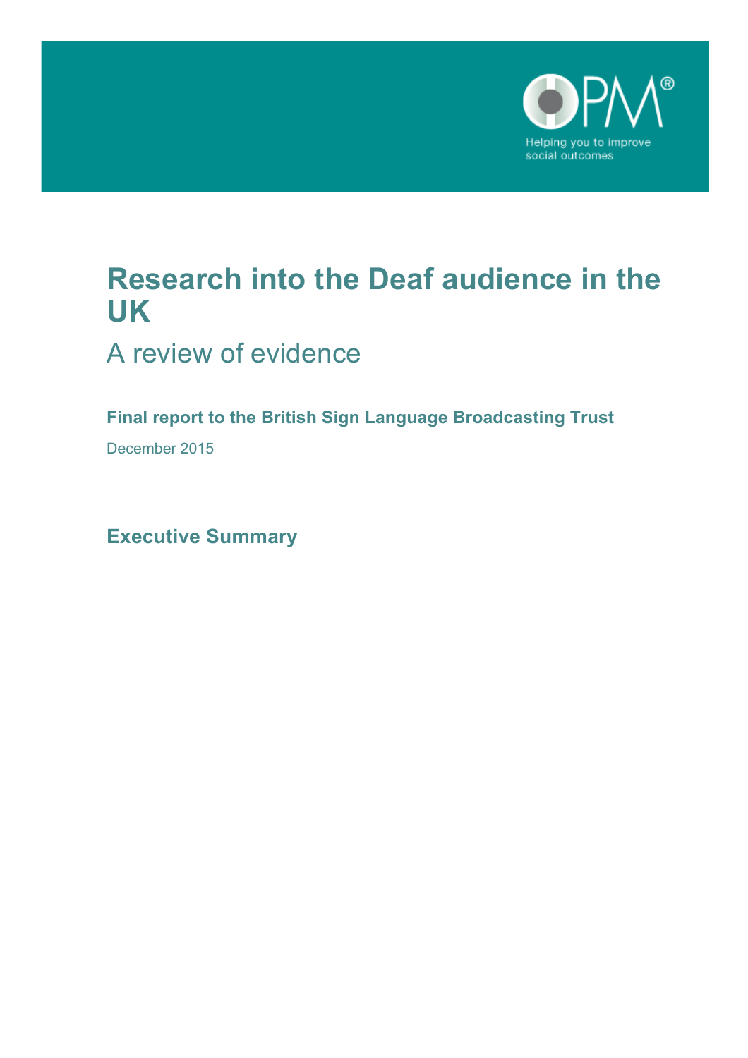OPM®

Helping you to improve social outcomes

# Research into the Deaf audience in the UK

## A review of evidence

**Final report to the British Sign Language Broadcasting Trust**

December 2015

**Executive Summary**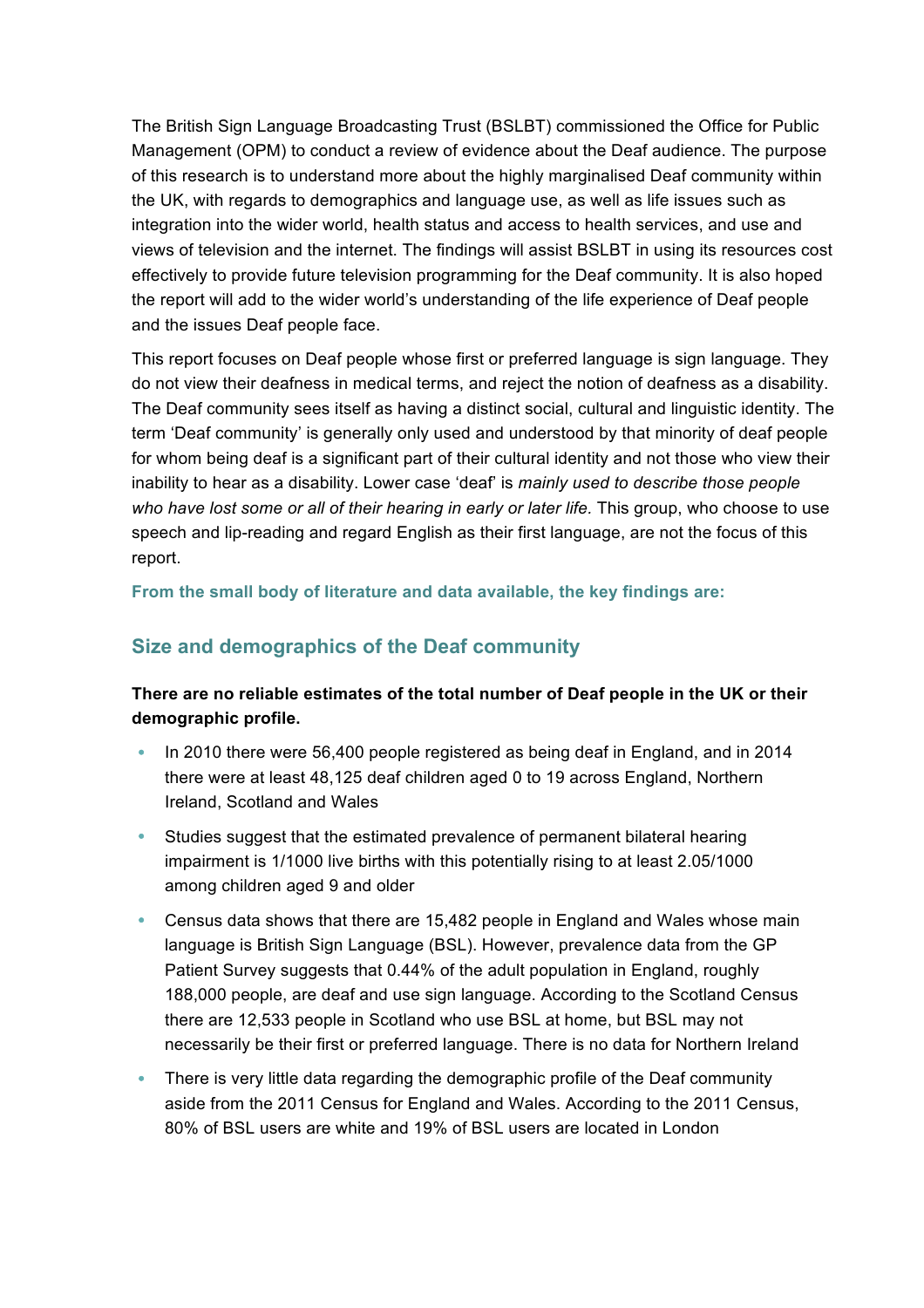The British Sign Language Broadcasting Trust (BSLBT) commissioned the Office for Public Management (OPM) to conduct a review of evidence about the Deaf audience. The purpose of this research is to understand more about the highly marginalised Deaf community within the UK, with regards to demographics and language use, as well as life issues such as integration into the wider world, health status and access to health services, and use and views of television and the internet. The findings will assist BSLBT in using its resources cost effectively to provide future television programming for the Deaf community. It is also hoped the report will add to the wider world's understanding of the life experience of Deaf people and the issues Deaf people face.

This report focuses on Deaf people whose first or preferred language is sign language. They do not view their deafness in medical terms, and reject the notion of deafness as a disability. The Deaf community sees itself as having a distinct social, cultural and linguistic identity. The term 'Deaf community' is generally only used and understood by that minority of deaf people for whom being deaf is a significant part of their cultural identity and not those who view their inability to hear as a disability. Lower case 'deaf' is *mainly used to describe those people who have lost some or all of their hearing in early or later life.* This group, who choose to use speech and lip-reading and regard English as their first language, are not the focus of this report.

**From the small body of literature and data available, the key findings are:**

## Size and demographics of the Deaf community

**There are no reliable estimates of the total number of Deaf people in the UK or their demographic profile.**

- In 2010 there were 56,400 people registered as being deaf in England, and in 2014 there were at least 48,125 deaf children aged 0 to 19 across England, Northern Ireland, Scotland and Wales
- Studies suggest that the estimated prevalence of permanent bilateral hearing impairment is 1/1000 live births with this potentially rising to at least 2.05/1000 among children aged 9 and older
- Census data shows that there are 15,482 people in England and Wales whose main language is British Sign Language (BSL). However, prevalence data from the GP Patient Survey suggests that 0.44% of the adult population in England, roughly 188,000 people, are deaf and use sign language. According to the Scotland Census there are 12,533 people in Scotland who use BSL at home, but BSL may not necessarily be their first or preferred language. There is no data for Northern Ireland
- There is very little data regarding the demographic profile of the Deaf community aside from the 2011 Census for England and Wales. According to the 2011 Census, 80% of BSL users are white and 19% of BSL users are located in London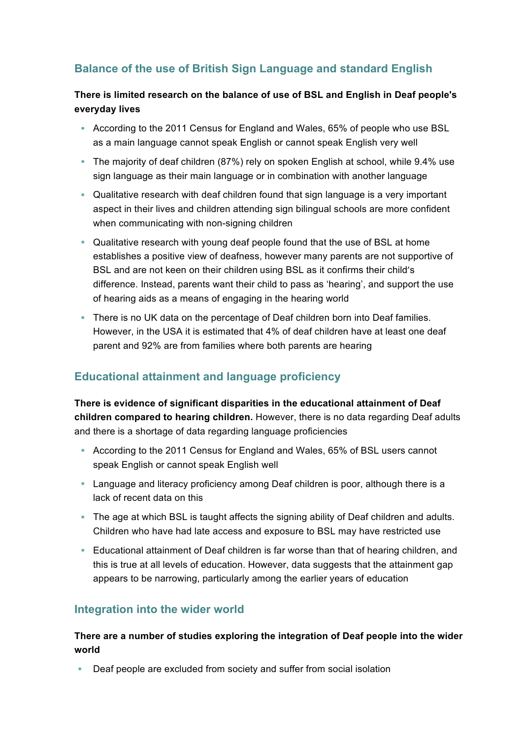## Balance of the use of British Sign Language and standard English

**There is limited research on the balance of use of BSL and English in Deaf people's everyday lives**

- According to the 2011 Census for England and Wales, 65% of people who use BSL as a main language cannot speak English or cannot speak English very well
- The majority of deaf children (87%) rely on spoken English at school, while 9.4% use sign language as their main language or in combination with another language
- Qualitative research with deaf children found that sign language is a very important aspect in their lives and children attending sign bilingual schools are more confident when communicating with non-signing children
- Qualitative research with young deaf people found that the use of BSL at home establishes a positive view of deafness, however many parents are not supportive of BSL and are not keen on their children using BSL as it confirms their child's difference. Instead, parents want their child to pass as 'hearing', and support the use of hearing aids as a means of engaging in the hearing world
- There is no UK data on the percentage of Deaf children born into Deaf families. However, in the USA it is estimated that 4% of deaf children have at least one deaf parent and 92% are from families where both parents are hearing

## Educational attainment and language proficiency

**There is evidence of significant disparities in the educational attainment of Deaf children compared to hearing children.** However, there is no data regarding Deaf adults and there is a shortage of data regarding language proficiencies

- According to the 2011 Census for England and Wales, 65% of BSL users cannot speak English or cannot speak English well
- Language and literacy proficiency among Deaf children is poor, although there is a lack of recent data on this
- The age at which BSL is taught affects the signing ability of Deaf children and adults. Children who have had late access and exposure to BSL may have restricted use
- Educational attainment of Deaf children is far worse than that of hearing children, and this is true at all levels of education. However, data suggests that the attainment gap appears to be narrowing, particularly among the earlier years of education

## Integration into the wider world

**There are a number of studies exploring the integration of Deaf people into the wider world**

- Deaf people are excluded from society and suffer from social isolation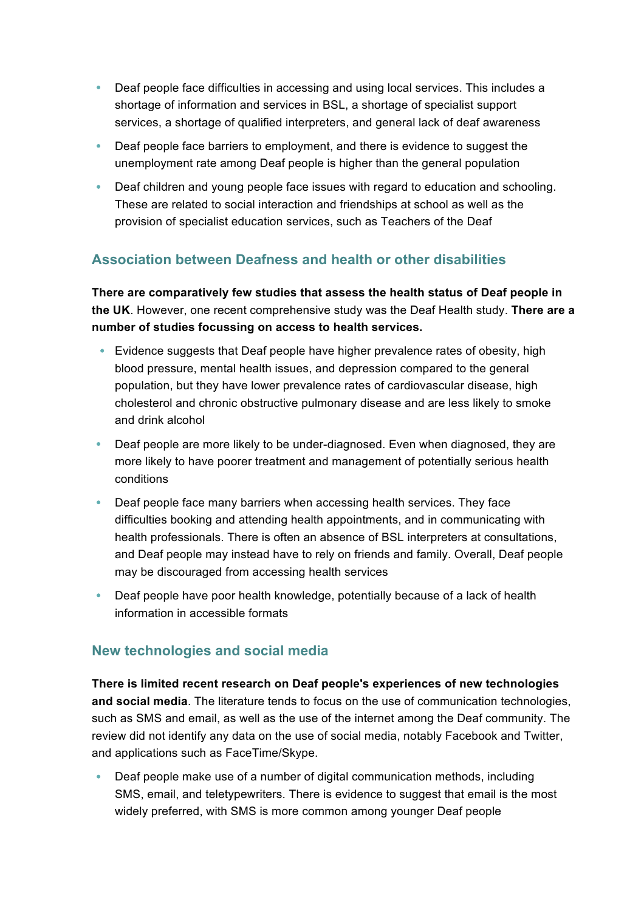- Deaf people face difficulties in accessing and using local services. This includes a shortage of information and services in BSL, a shortage of specialist support services, a shortage of qualified interpreters, and general lack of deaf awareness
- Deaf people face barriers to employment, and there is evidence to suggest the unemployment rate among Deaf people is higher than the general population
- Deaf children and young people face issues with regard to education and schooling. These are related to social interaction and friendships at school as well as the provision of specialist education services, such as Teachers of the Deaf

## Association between Deafness and health or other disabilities

**There are comparatively few studies that assess the health status of Deaf people in the UK**. However, one recent comprehensive study was the Deaf Health study. **There are a number of studies focussing on access to health services.**

- Evidence suggests that Deaf people have higher prevalence rates of obesity, high blood pressure, mental health issues, and depression compared to the general population, but they have lower prevalence rates of cardiovascular disease, high cholesterol and chronic obstructive pulmonary disease and are less likely to smoke and drink alcohol
- Deaf people are more likely to be under-diagnosed. Even when diagnosed, they are more likely to have poorer treatment and management of potentially serious health conditions
- Deaf people face many barriers when accessing health services. They face difficulties booking and attending health appointments, and in communicating with health professionals. There is often an absence of BSL interpreters at consultations, and Deaf people may instead have to rely on friends and family. Overall, Deaf people may be discouraged from accessing health services
- Deaf people have poor health knowledge, potentially because of a lack of health information in accessible formats

## New technologies and social media

**There is limited recent research on Deaf people's experiences of new technologies and social media**. The literature tends to focus on the use of communication technologies, such as SMS and email, as well as the use of the internet among the Deaf community. The review did not identify any data on the use of social media, notably Facebook and Twitter, and applications such as FaceTime/Skype.

- Deaf people make use of a number of digital communication methods, including SMS, email, and teletypewriters. There is evidence to suggest that email is the most widely preferred, with SMS is more common among younger Deaf people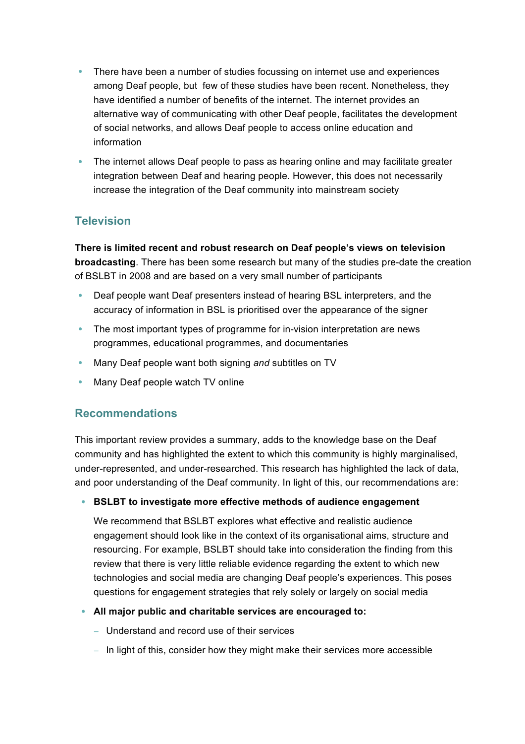- There have been a number of studies focussing on internet use and experiences among Deaf people, but few of these studies have been recent. Nonetheless, they have identified a number of benefits of the internet. The internet provides an alternative way of communicating with other Deaf people, facilitates the development of social networks, and allows Deaf people to access online education and information
- The internet allows Deaf people to pass as hearing online and may facilitate greater integration between Deaf and hearing people. However, this does not necessarily increase the integration of the Deaf community into mainstream society

## Television

**There is limited recent and robust research on Deaf people's views on television broadcasting**. There has been some research but many of the studies pre-date the creation of BSLBT in 2008 and are based on a very small number of participants

- Deaf people want Deaf presenters instead of hearing BSL interpreters, and the accuracy of information in BSL is prioritised over the appearance of the signer
- The most important types of programme for in-vision interpretation are news programmes, educational programmes, and documentaries
- Many Deaf people want both signing *and* subtitles on TV
- Many Deaf people watch TV online

## Recommendations

This important review provides a summary, adds to the knowledge base on the Deaf community and has highlighted the extent to which this community is highly marginalised, under-represented, and under-researched. This research has highlighted the lack of data, and poor understanding of the Deaf community. In light of this, our recommendations are:

- **BSLBT to investigate more effective methods of audience engagement**

  We recommend that BSLBT explores what effective and realistic audience engagement should look like in the context of its organisational aims, structure and resourcing. For example, BSLBT should take into consideration the finding from this review that there is very little reliable evidence regarding the extent to which new technologies and social media are changing Deaf people's experiences. This poses questions for engagement strategies that rely solely or largely on social media

- **All major public and charitable services are encouraged to:**
  - Understand and record use of their services
  - In light of this, consider how they might make their services more accessible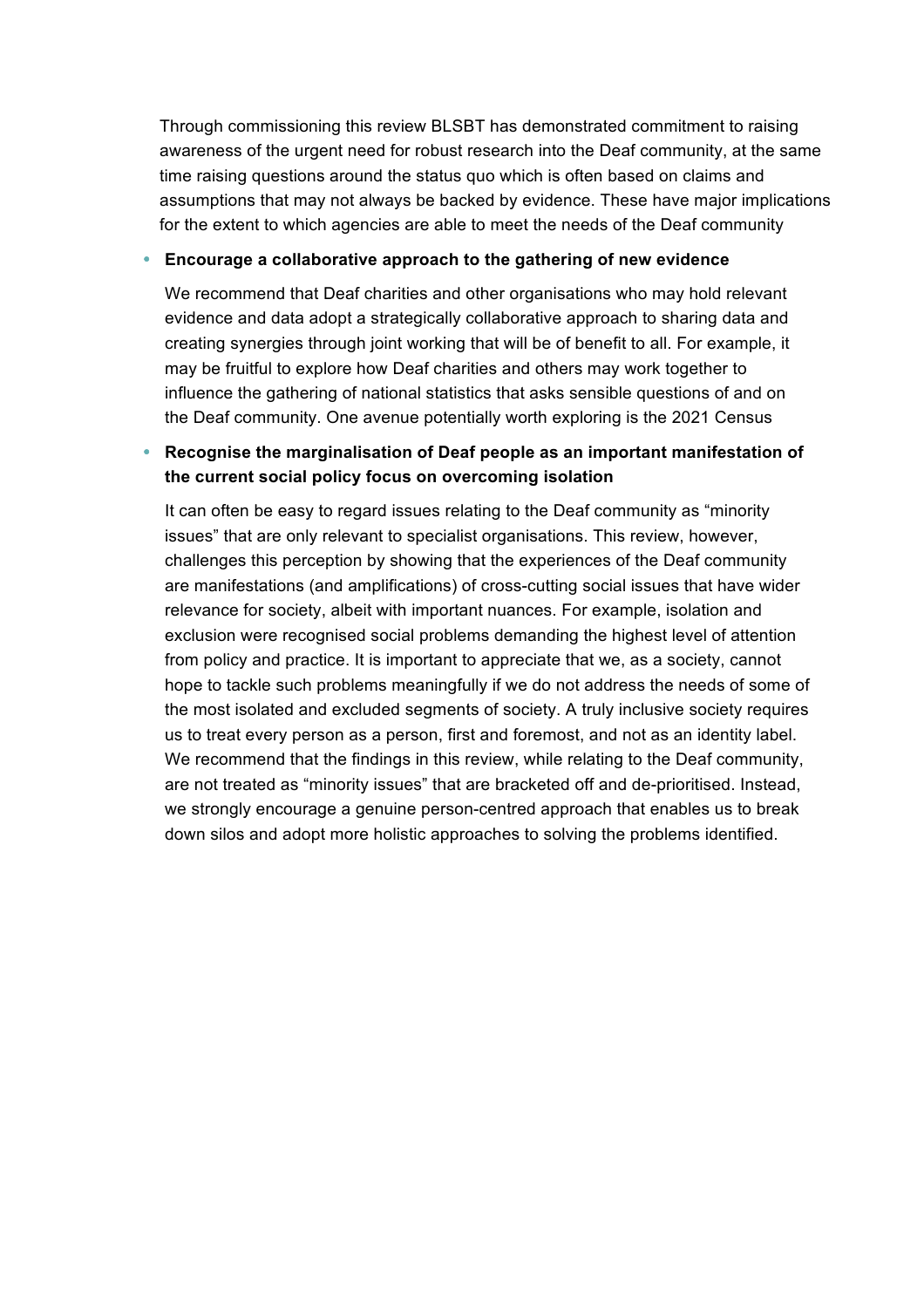Through commissioning this review BLSBT has demonstrated commitment to raising awareness of the urgent need for robust research into the Deaf community, at the same time raising questions around the status quo which is often based on claims and assumptions that may not always be backed by evidence. These have major implications for the extent to which agencies are able to meet the needs of the Deaf community

- **Encourage a collaborative approach to the gathering of new evidence**

  We recommend that Deaf charities and other organisations who may hold relevant evidence and data adopt a strategically collaborative approach to sharing data and creating synergies through joint working that will be of benefit to all. For example, it may be fruitful to explore how Deaf charities and others may work together to influence the gathering of national statistics that asks sensible questions of and on the Deaf community. One avenue potentially worth exploring is the 2021 Census

- **Recognise the marginalisation of Deaf people as an important manifestation of the current social policy focus on overcoming isolation**

  It can often be easy to regard issues relating to the Deaf community as “minority issues” that are only relevant to specialist organisations. This review, however, challenges this perception by showing that the experiences of the Deaf community are manifestations (and amplifications) of cross-cutting social issues that have wider relevance for society, albeit with important nuances. For example, isolation and exclusion were recognised social problems demanding the highest level of attention from policy and practice. It is important to appreciate that we, as a society, cannot hope to tackle such problems meaningfully if we do not address the needs of some of the most isolated and excluded segments of society. A truly inclusive society requires us to treat every person as a person, first and foremost, and not as an identity label. We recommend that the findings in this review, while relating to the Deaf community, are not treated as “minority issues” that are bracketed off and de-prioritised. Instead, we strongly encourage a genuine person-centred approach that enables us to break down silos and adopt more holistic approaches to solving the problems identified.